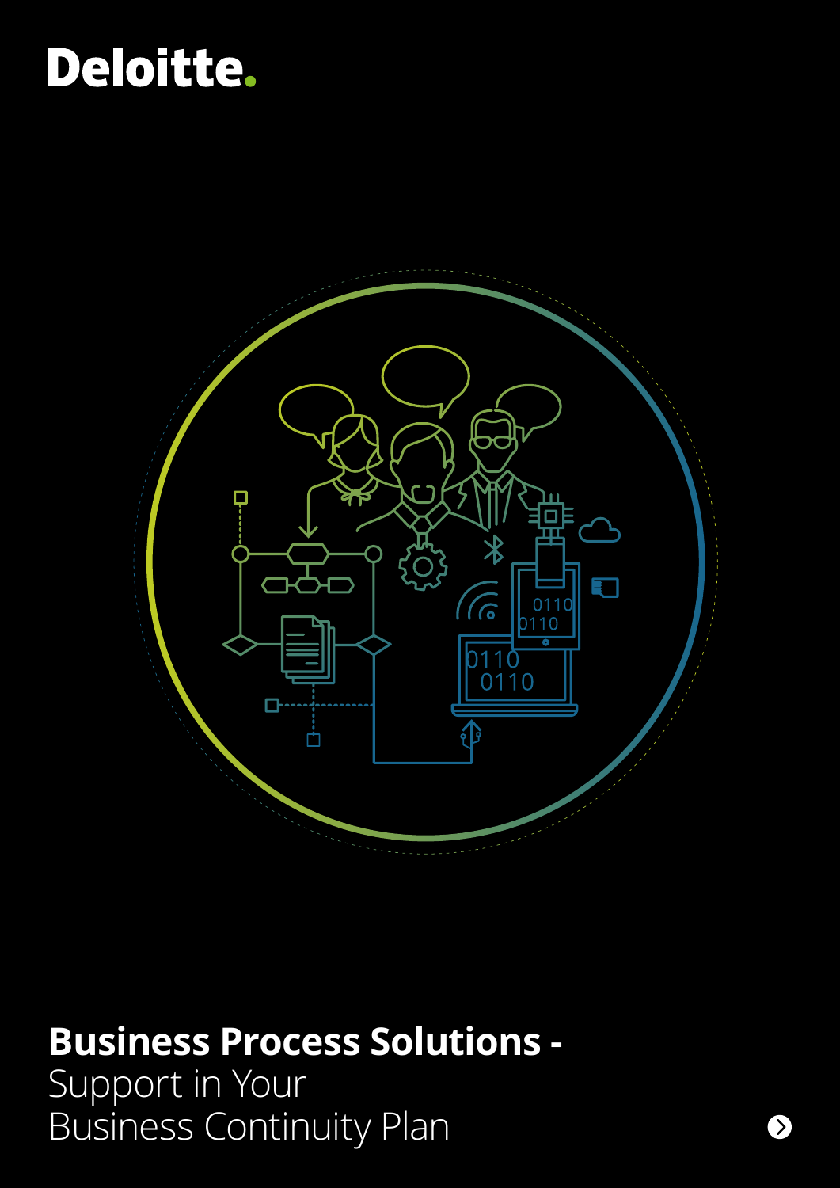Deloitte.

# **Business Process Solutions -**
Support in Your
Business Continuity Plan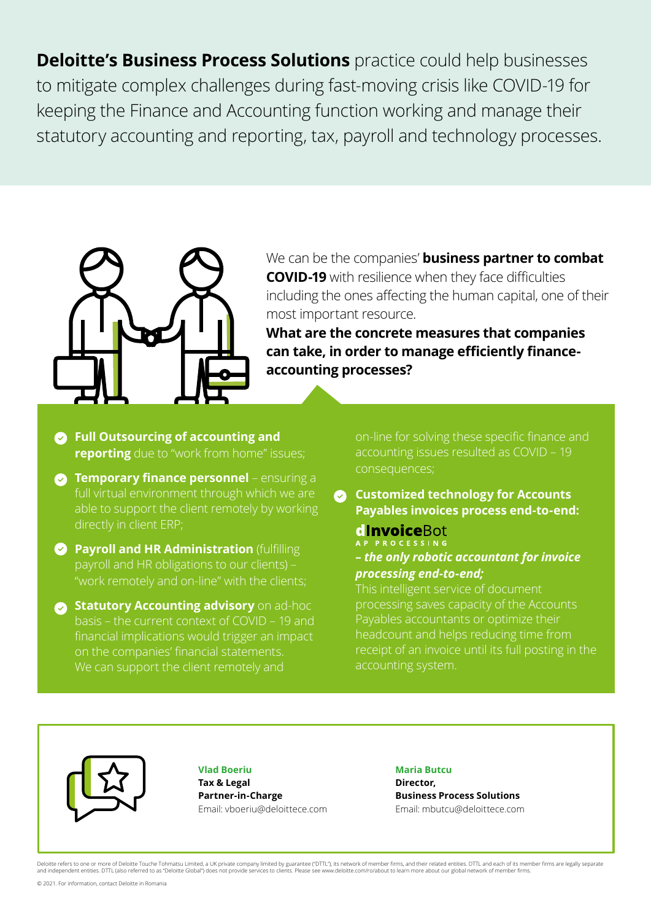**Deloitte's Business Process Solutions** practice could help businesses to mitigate complex challenges during fast-moving crisis like COVID-19 for keeping the Finance and Accounting function working and manage their statutory accounting and reporting, tax, payroll and technology processes.

We can be the companies' **business partner to combat COVID-19** with resilience when they face difficulties including the ones affecting the human capital, one of their most important resource.

**What are the concrete measures that companies can take, in order to manage efficiently finance-accounting processes?**

- **Full Outsourcing of accounting and reporting** due to "work from home" issues;
- **Temporary finance personnel** – ensuring a full virtual environment through which we are able to support the client remotely by working directly in client ERP;
- **Payroll and HR Administration** (fulfilling payroll and HR obligations to our clients) – "work remotely and on-line" with the clients;
- **Statutory Accounting advisory** on ad-hoc basis – the current context of COVID – 19 and financial implications would trigger an impact on the companies' financial statements. We can support the client remotely and on-line for solving these specific finance and accounting issues resulted as COVID – 19 consequences;
- **Customized technology for Accounts Payables invoices process end-to-end:**

  **dInvoice**Bot
  AP PROCESSING

  ***– the only robotic accountant for invoice processing end-to-end;***

  This intelligent service of document processing saves capacity of the Accounts Payables accountants or optimize their headcount and helps reducing time from receipt of an invoice until its full posting in the accounting system.

**Vlad Boeriu**
**Tax & Legal**
**Partner-in-Charge**
Email: vboeriu@deloittece.com

**Maria Butcu**
**Director,**
**Business Process Solutions**
Email: mbutcu@deloittece.com

Deloitte refers to one or more of Deloitte Touche Tohmatsu Limited, a UK private company limited by guarantee ("DTTL"), its network of member firms, and their related entities. DTTL and each of its member firms are legally separate and independent entities. DTTL (also referred to as "Deloitte Global") does not provide services to clients. Please see www.deloitte.com/ro/about to learn more about our global network of member firms.

© 2021. For information, contact Deloitte in Romania